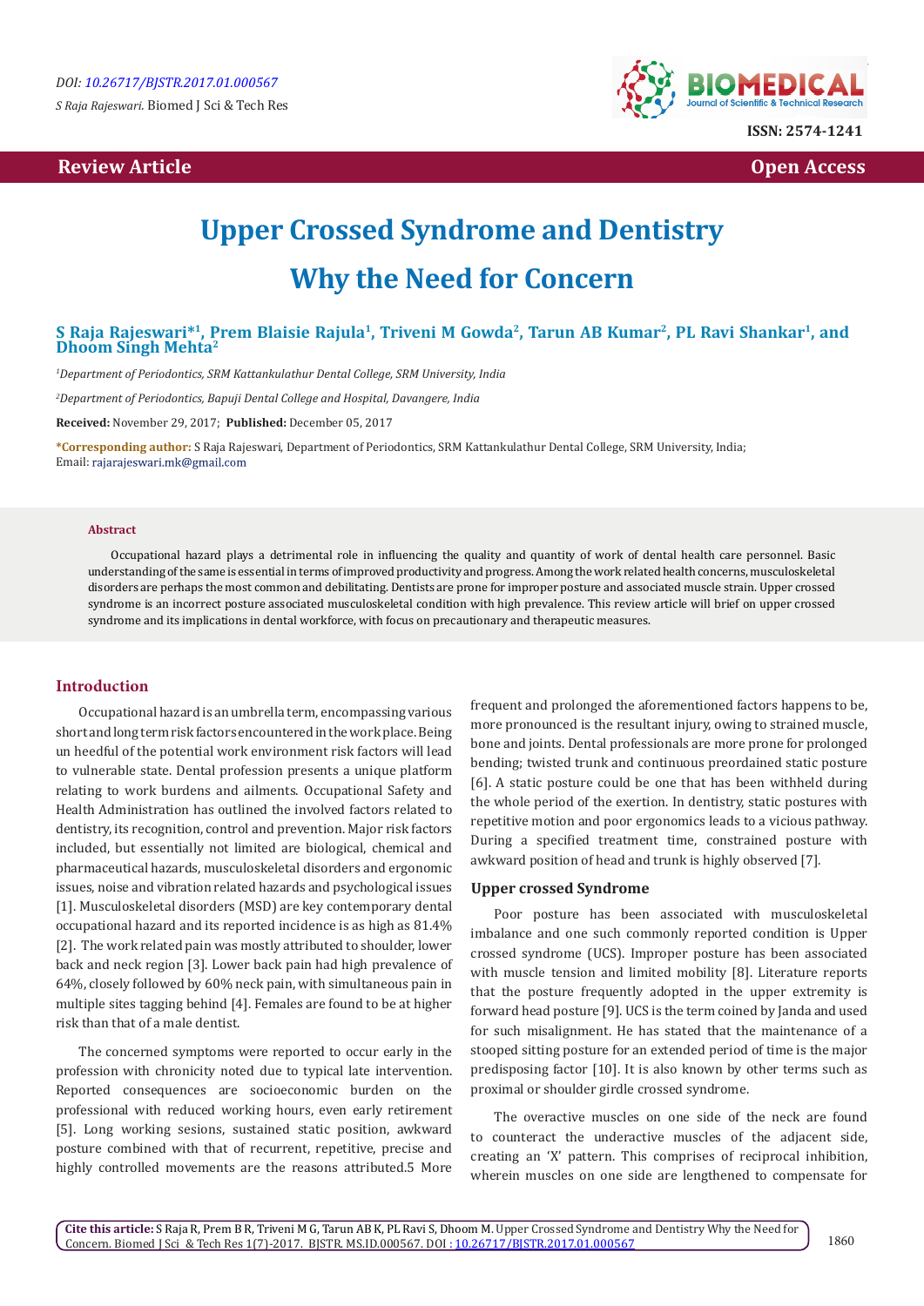DOI: 10.26717/BJSTR.2017.01.000567

S Raja Rajeswari. Biomed J Sci & Tech Res

ISSN: 2574-1241

Review Article | Open Access

# Upper Crossed Syndrome and Dentistry Why the Need for Concern

**S Raja Rajeswari*[1], Prem Blaisie Rajula[1], Triveni M Gowda[2], Tarun AB Kumar[2], PL Ravi Shankar[1], and Dhoom Singh Mehta[2]**

[1]Department of Periodontics, SRM Kattankulathur Dental College, SRM University, India

[2]Department of Periodontics, Bapuji Dental College and Hospital, Davangere, India

**Received:** November 29, 2017; **Published:** December 05, 2017

***Corresponding author:** S Raja Rajeswari, Department of Periodontics, SRM Kattankulathur Dental College, SRM University, India; Email: rajarajeswari.mk@gmail.com

### Abstract

Occupational hazard plays a detrimental role in influencing the quality and quantity of work of dental health care personnel. Basic understanding of the same is essential in terms of improved productivity and progress. Among the work related health concerns, musculoskeletal disorders are perhaps the most common and debilitating. Dentists are prone for improper posture and associated muscle strain. Upper crossed syndrome is an incorrect posture associated musculoskeletal condition with high prevalence. This review article will brief on upper crossed syndrome and its implications in dental workforce, with focus on precautionary and therapeutic measures.

## Introduction

Occupational hazard is an umbrella term, encompassing various short and long term risk factors encountered in the workplace. Being un heedful of the potential work environment risk factors will lead to vulnerable state. Dental profession presents a unique platform relating to work burdens and ailments. Occupational Safety and Health Administration has outlined the involved factors related to dentistry, its recognition, control and prevention. Major risk factors included, but essentially not limited are biological, chemical and pharmaceutical hazards, musculoskeletal disorders and ergonomic issues, noise and vibration related hazards and psychological issues [1]. Musculoskeletal disorders (MSD) are key contemporary dental occupational hazard and its reported incidence is as high as 81.4% [2]. The work related pain was mostly attributed to shoulder, lower back and neck region [3]. Lower back pain had high prevalence of 64%, closely followed by 60% neck pain, with simultaneous pain in multiple sites tagging behind [4]. Females are found to be at higher risk than that of a male dentist.

The concerned symptoms were reported to occur early in the profession with chronicity noted due to typical late intervention. Reported consequences are socioeconomic burden on the professional with reduced working hours, even early retirement [5]. Long working sesions, sustained static position, awkward posture combined with that of recurrent, repetitive, precise and highly controlled movements are the reasons attributed.5 More frequent and prolonged the aforementioned factors happens to be, more pronounced is the resultant injury, owing to strained muscle, bone and joints. Dental professionals are more prone for prolonged bending; twisted trunk and continuous preordained static posture [6]. A static posture could be one that has been withheld during the whole period of the exertion. In dentistry, static postures with repetitive motion and poor ergonomics leads to a vicious pathway. During a specified treatment time, constrained posture with awkward position of head and trunk is highly observed [7].

### Upper crossed Syndrome

Poor posture has been associated with musculoskeletal imbalance and one such commonly reported condition is Upper crossed syndrome (UCS). Improper posture has been associated with muscle tension and limited mobility [8]. Literature reports that the posture frequently adopted in the upper extremity is forward head posture [9]. UCS is the term coined by Janda and used for such misalignment. He has stated that the maintenance of a stooped sitting posture for an extended period of time is the major predisposing factor [10]. It is also known by other terms such as proximal or shoulder girdle crossed syndrome.

The overactive muscles on one side of the neck are found to counteract the underactive muscles of the adjacent side, creating an 'X' pattern. This comprises of reciprocal inhibition, wherein muscles on one side are lengthened to compensate for

**Cite this article:** S Raja R, Prem B R, Triveni M G, Tarun AB K, PL Ravi S, Dhoom M. Upper Crossed Syndrome and Dentistry Why the Need for Concern. Biomed J Sci & Tech Res 1(7)-2017. BJSTR. MS.ID.000567. DOI : 10.26717/BJSTR.2017.01.000567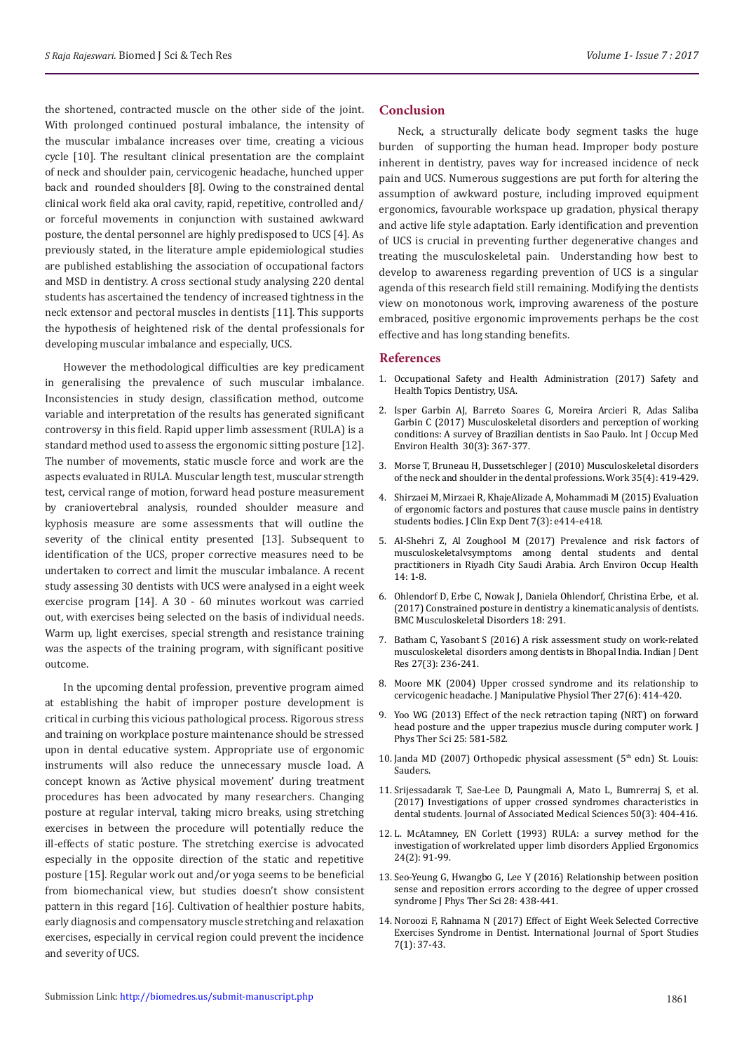the shortened, contracted muscle on the other side of the joint. With prolonged continued postural imbalance, the intensity of the muscular imbalance increases over time, creating a vicious cycle [10]. The resultant clinical presentation are the complaint of neck and shoulder pain, cervicogenic headache, hunched upper back and rounded shoulders [8]. Owing to the constrained dental clinical work field aka oral cavity, rapid, repetitive, controlled and/ or forceful movements in conjunction with sustained awkward posture, the dental personnel are highly predisposed to UCS [4]. As previously stated, in the literature ample epidemiological studies are published establishing the association of occupational factors and MSD in dentistry. A cross sectional study analysing 220 dental students has ascertained the tendency of increased tightness in the neck extensor and pectoral muscles in dentists [11]. This supports the hypothesis of heightened risk of the dental professionals for developing muscular imbalance and especially, UCS.

However the methodological difficulties are key predicament in generalising the prevalence of such muscular imbalance. Inconsistencies in study design, classification method, outcome variable and interpretation of the results has generated significant controversy in this field. Rapid upper limb assessment (RULA) is a standard method used to assess the ergonomic sitting posture [12]. The number of movements, static muscle force and work are the aspects evaluated in RULA. Muscular length test, muscular strength test, cervical range of motion, forward head posture measurement by craniovertebral analysis, rounded shoulder measure and kyphosis measure are some assessments that will outline the severity of the clinical entity presented [13]. Subsequent to identification of the UCS, proper corrective measures need to be undertaken to correct and limit the muscular imbalance. A recent study assessing 30 dentists with UCS were analysed in a eight week exercise program [14]. A 30 - 60 minutes workout was carried out, with exercises being selected on the basis of individual needs. Warm up, light exercises, special strength and resistance training was the aspects of the training program, with significant positive outcome.

In the upcoming dental profession, preventive program aimed at establishing the habit of improper posture development is critical in curbing this vicious pathological process. Rigorous stress and training on workplace posture maintenance should be stressed upon in dental educative system. Appropriate use of ergonomic instruments will also reduce the unnecessary muscle load. A concept known as 'Active physical movement' during treatment procedures has been advocated by many researchers. Changing posture at regular interval, taking micro breaks, using stretching exercises in between the procedure will potentially reduce the ill-effects of static posture. The stretching exercise is advocated especially in the opposite direction of the static and repetitive posture [15]. Regular work out and/or yoga seems to be beneficial from biomechanical view, but studies doesn't show consistent pattern in this regard [16]. Cultivation of healthier posture habits, early diagnosis and compensatory muscle stretching and relaxation exercises, especially in cervical region could prevent the incidence and severity of UCS.

## Conclusion

Neck, a structurally delicate body segment tasks the huge burden of supporting the human head. Improper body posture inherent in dentistry, paves way for increased incidence of neck pain and UCS. Numerous suggestions are put forth for altering the assumption of awkward posture, including improved equipment ergonomics, favourable workspace up gradation, physical therapy and active life style adaptation. Early identification and prevention of UCS is crucial in preventing further degenerative changes and treating the musculoskeletal pain. Understanding how best to develop to awareness regarding prevention of UCS is a singular agenda of this research field still remaining. Modifying the dentists view on monotonous work, improving awareness of the posture embraced, positive ergonomic improvements perhaps be the cost effective and has long standing benefits.

## References

1. Occupational Safety and Health Administration (2017) Safety and Health Topics Dentistry, USA.
2. Isper Garbin AJ, Barreto Soares G, Moreira Arcieri R, Adas Saliba Garbin C (2017) Musculoskeletal disorders and perception of working conditions: A survey of Brazilian dentists in Sao Paulo. Int J Occup Med Environ Health 30(3): 367-377.
3. Morse T, Bruneau H, Dussetschleger J (2010) Musculoskeletal disorders of the neck and shoulder in the dental professions. Work 35(4): 419-429.
4. Shirzaei M, Mirzaei R, KhajeAlizade A, Mohammadi M (2015) Evaluation of ergonomic factors and postures that cause muscle pains in dentistry students bodies. J Clin Exp Dent 7(3): e414-e418.
5. Al-Shehri Z, Al Zoughool M (2017) Prevalence and risk factors of musculoskeletalvsymptoms among dental students and dental practitioners in Riyadh City Saudi Arabia. Arch Environ Occup Health 14: 1-8.
6. Ohlendorf D, Erbe C, Nowak J, Daniela Ohlendorf, Christina Erbe, et al. (2017) Constrained posture in dentistry a kinematic analysis of dentists. BMC Musculoskeletal Disorders 18: 291.
7. Batham C, Yasobant S (2016) A risk assessment study on work-related musculoskeletal disorders among dentists in Bhopal India. Indian J Dent Res 27(3): 236-241.
8. Moore MK (2004) Upper crossed syndrome and its relationship to cervicogenic headache. J Manipulative Physiol Ther 27(6): 414-420.
9. Yoo WG (2013) Effect of the neck retraction taping (NRT) on forward head posture and the upper trapezius muscle during computer work. J Phys Ther Sci 25: 581-582.
10. Janda MD (2007) Orthopedic physical assessment (5th edn) St. Louis: Sauders.
11. Srijessadarak T, Sae-Lee D, Paungmali A, Mato L, Bumrerraj S, et al. (2017) Investigations of upper crossed syndromes characteristics in dental students. Journal of Associated Medical Sciences 50(3): 404-416.
12. L. McAtamney, EN Corlett (1993) RULA: a survey method for the investigation of workrelated upper limb disorders Applied Ergonomics 24(2): 91-99.
13. Seo-Yeung G, Hwangbo G, Lee Y (2016) Relationship between position sense and reposition errors according to the degree of upper crossed syndrome J Phys Ther Sci 28: 438-441.
14. Noroozi F, Rahmana N (2017) Effect of Eight Week Selected Corrective Exercises Syndrome in Dentist. International Journal of Sport Studies 7(1): 37-43.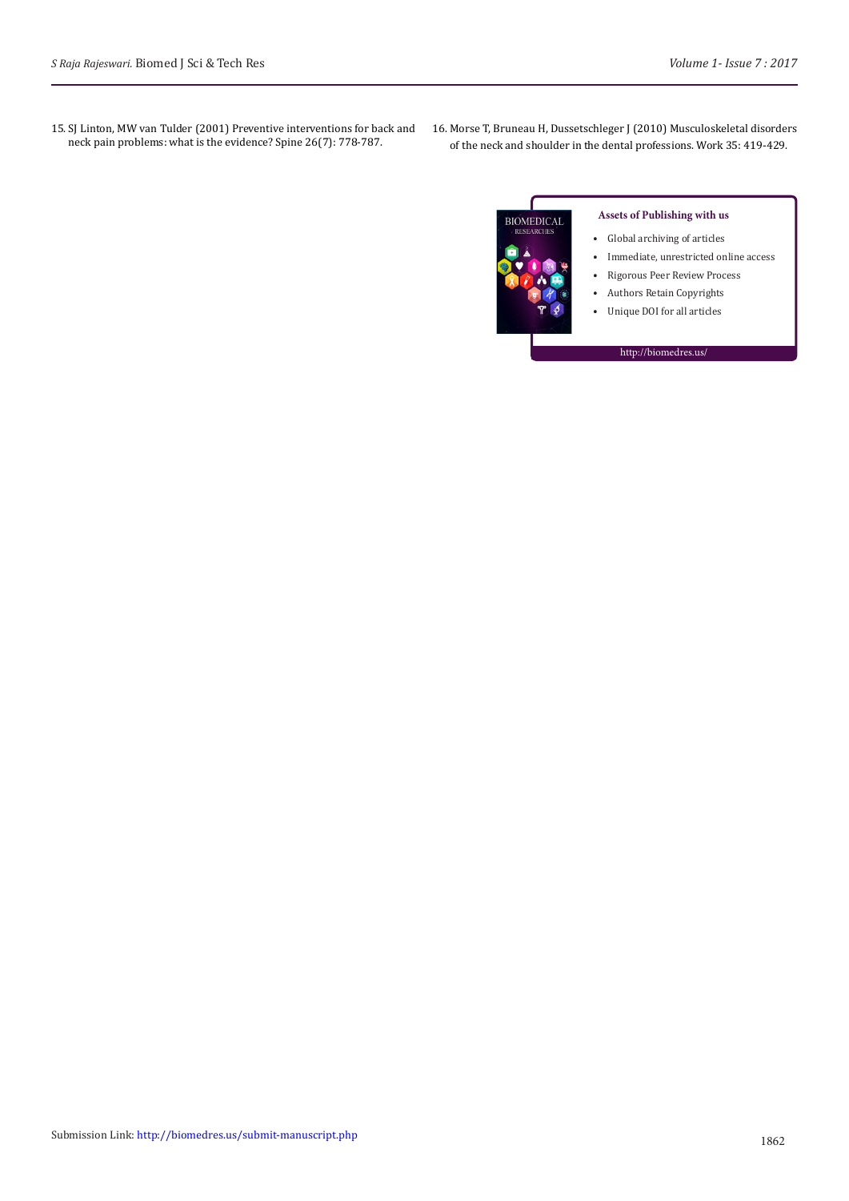15. SJ Linton, MW van Tulder (2001) Preventive interventions for back and neck pain problems: what is the evidence? Spine 26(7): 778-787.

16. Morse T, Bruneau H, Dussetschleger J (2010) Musculoskeletal disorders of the neck and shoulder in the dental professions. Work 35: 419-429.

**Assets of Publishing with us**

- Global archiving of articles
- Immediate, unrestricted online access
- Rigorous Peer Review Process
- Authors Retain Copyrights
- Unique DOI for all articles

http://biomedres.us/

Submission Link: http://biomedres.us/submit-manuscript.php